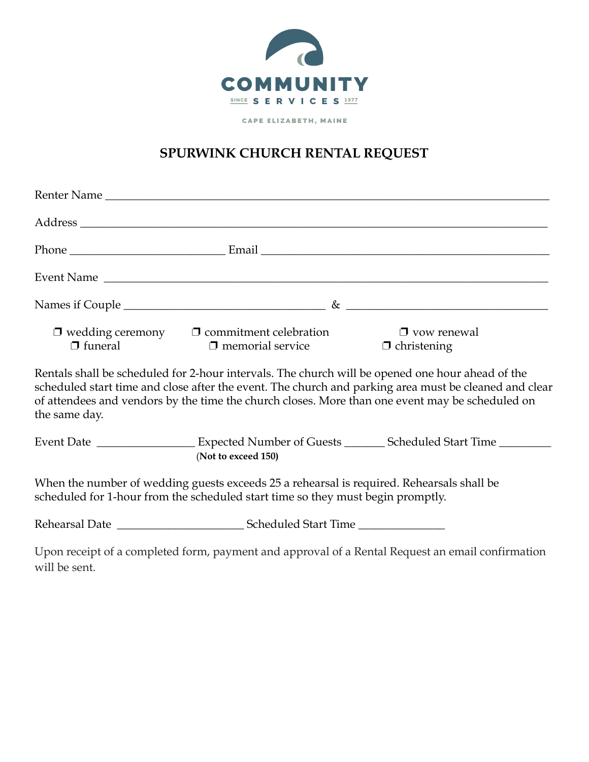COMMUNITY

SINCE SERVICES 1977

CAPE ELIZABETH, MAINE

## SPURWINK CHURCH RENTAL REQUEST

Renter Name ________________________________________________________________

Address ____________________________________________________________________

Phone __________________________ Email _____________________________________________

Event Name __________________________________________________________________

Names if Couple __________________________________ & __________________________________

❒ wedding ceremony ❒ commitment celebration ❒ vow renewal
❒ funeral ❒ memorial service ❒ christening

Rentals shall be scheduled for 2-hour intervals. The church will be opened one hour ahead of the scheduled start time and close after the event. The church and parking area must be cleaned and clear of attendees and vendors by the time the church closes. More than one event may be scheduled on the same day.

Event Date ________________ Expected Number of Guests _______ Scheduled Start Time _________
**(Not to exceed 150)**

When the number of wedding guests exceeds 25 a rehearsal is required. Rehearsals shall be scheduled for 1-hour from the scheduled start time so they must begin promptly.

Rehearsal Date _____________________ Scheduled Start Time ______________

Upon receipt of a completed form, payment and approval of a Rental Request an email confirmation will be sent.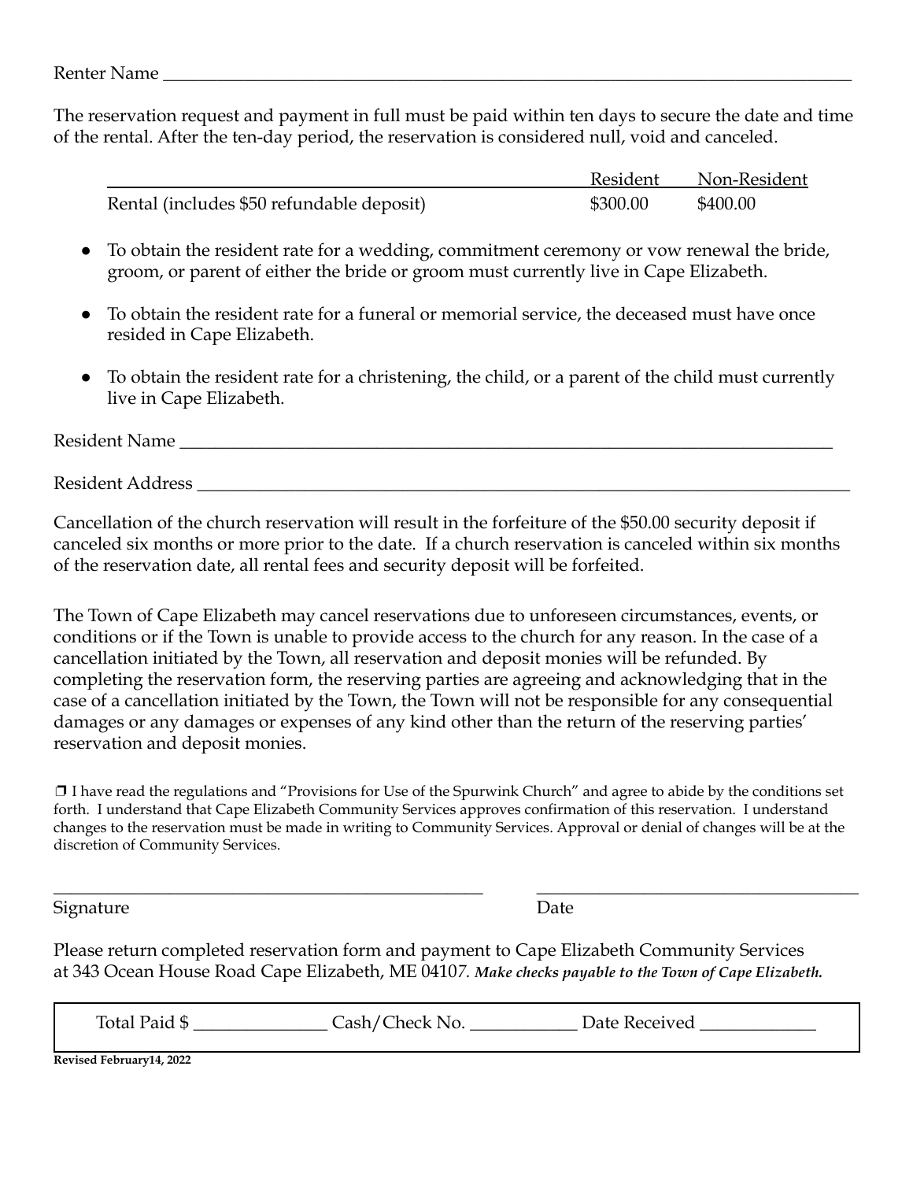Renter Name ___________________________________________________________________________

The reservation request and payment in full must be paid within ten days to secure the date and time of the rental. After the ten-day period, the reservation is considered null, void and canceled.

| | Resident | Non-Resident |
|---|---|---|
| Rental (includes $50 refundable deposit) | $300.00 | $400.00 |

- To obtain the resident rate for a wedding, commitment ceremony or vow renewal the bride, groom, or parent of either the bride or groom must currently live in Cape Elizabeth.
- To obtain the resident rate for a funeral or memorial service, the deceased must have once resided in Cape Elizabeth.
- To obtain the resident rate for a christening, the child, or a parent of the child must currently live in Cape Elizabeth.

Resident Name ________________________________________________________________________

Resident Address ______________________________________________________________________

Cancellation of the church reservation will result in the forfeiture of the $50.00 security deposit if canceled six months or more prior to the date. If a church reservation is canceled within six months of the reservation date, all rental fees and security deposit will be forfeited.

The Town of Cape Elizabeth may cancel reservations due to unforeseen circumstances, events, or conditions or if the Town is unable to provide access to the church for any reason. In the case of a cancellation initiated by the Town, all reservation and deposit monies will be refunded. By completing the reservation form, the reserving parties are agreeing and acknowledging that in the case of a cancellation initiated by the Town, the Town will not be responsible for any consequential damages or any damages or expenses of any kind other than the return of the reserving parties' reservation and deposit monies.

❒ I have read the regulations and "Provisions for Use of the Spurwink Church" and agree to abide by the conditions set forth. I understand that Cape Elizabeth Community Services approves confirmation of this reservation. I understand changes to the reservation must be made in writing to Community Services. Approval or denial of changes will be at the discretion of Community Services.

_______________________________________________ ____________________________________

Signature Date

Please return completed reservation form and payment to Cape Elizabeth Community Services at 343 Ocean House Road Cape Elizabeth, ME 04107. ***Make checks payable to the Town of Cape Elizabeth.***

Total Paid $ _______________ Cash/Check No. ____________ Date Received _____________

**Revised February14, 2022**